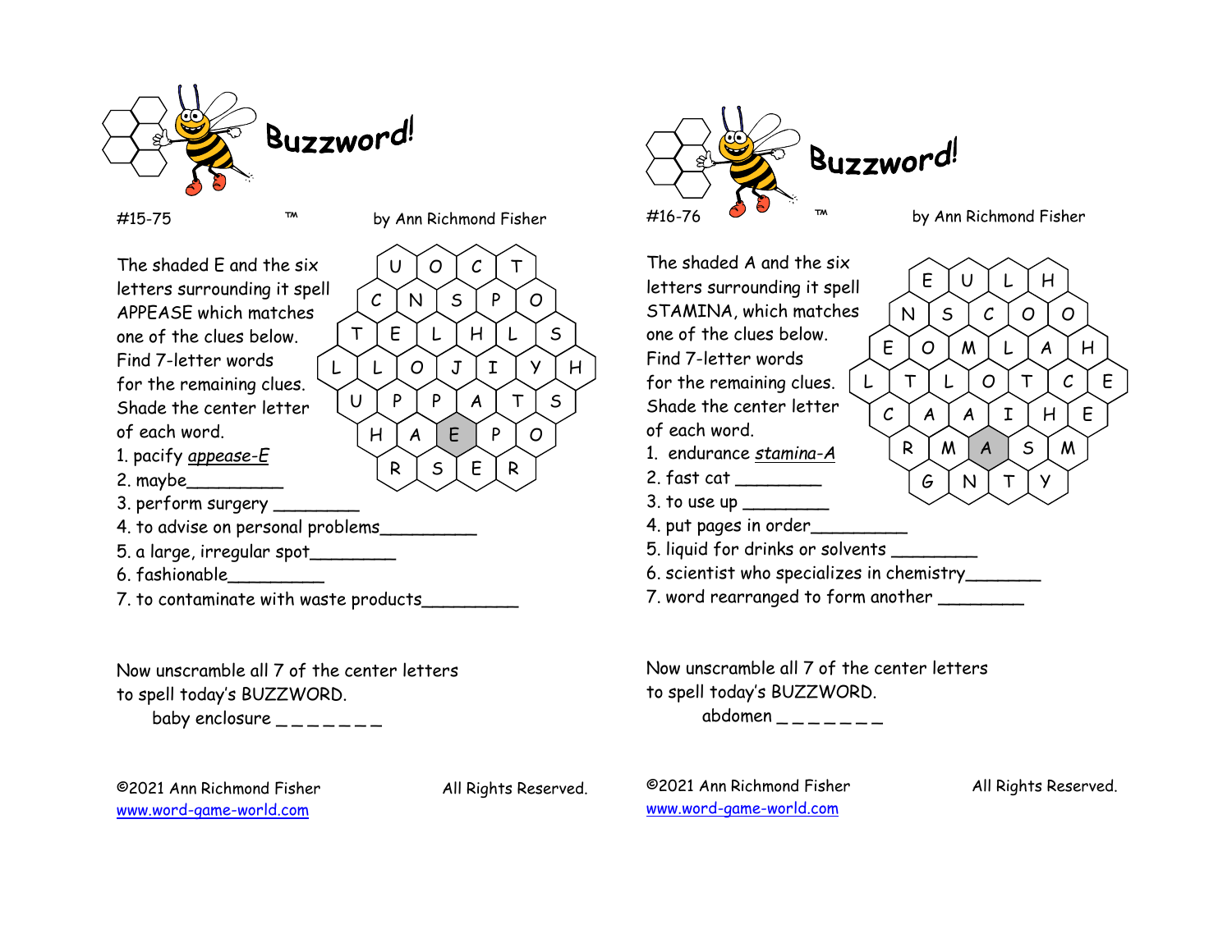# Buzzword!

#15-75 ™ by Ann Richmond Fisher

The shaded E and the six letters surrounding it spell APPEASE which matches one of the clues below. Find 7-letter words for the remaining clues. Shade the center letter of each word.

U O C T
C N S P O
T E L H L S
L L O J I Y H
U P P A T S
H A E P O
R S E R

1. pacify *appease-E*
2. maybe_________
3. perform surgery ________
4. to advise on personal problems_________
5. a large, irregular spot________
6. fashionable_________
7. to contaminate with waste products_________

Now unscramble all 7 of the center letters to spell today's BUZZWORD.

baby enclosure _ _ _ _ _ _ _

©2021 Ann Richmond Fisher All Rights Reserved.
www.word-game-world.com

# Buzzword!

#16-76 ™ by Ann Richmond Fisher

The shaded A and the six letters surrounding it spell STAMINA, which matches one of the clues below. Find 7-letter words for the remaining clues. Shade the center letter of each word.

E U L H
N S C O O
E O M L A H
L T L O T C E
C A A I H E
R M A S M
G N T Y

1. endurance *stamina-A*
2. fast cat ________
3. to use up ________
4. put pages in order_________
5. liquid for drinks or solvents ________
6. scientist who specializes in chemistry_______
7. word rearranged to form another ________

Now unscramble all 7 of the center letters to spell today's BUZZWORD.

abdomen _ _ _ _ _ _ _

©2021 Ann Richmond Fisher All Rights Reserved.
www.word-game-world.com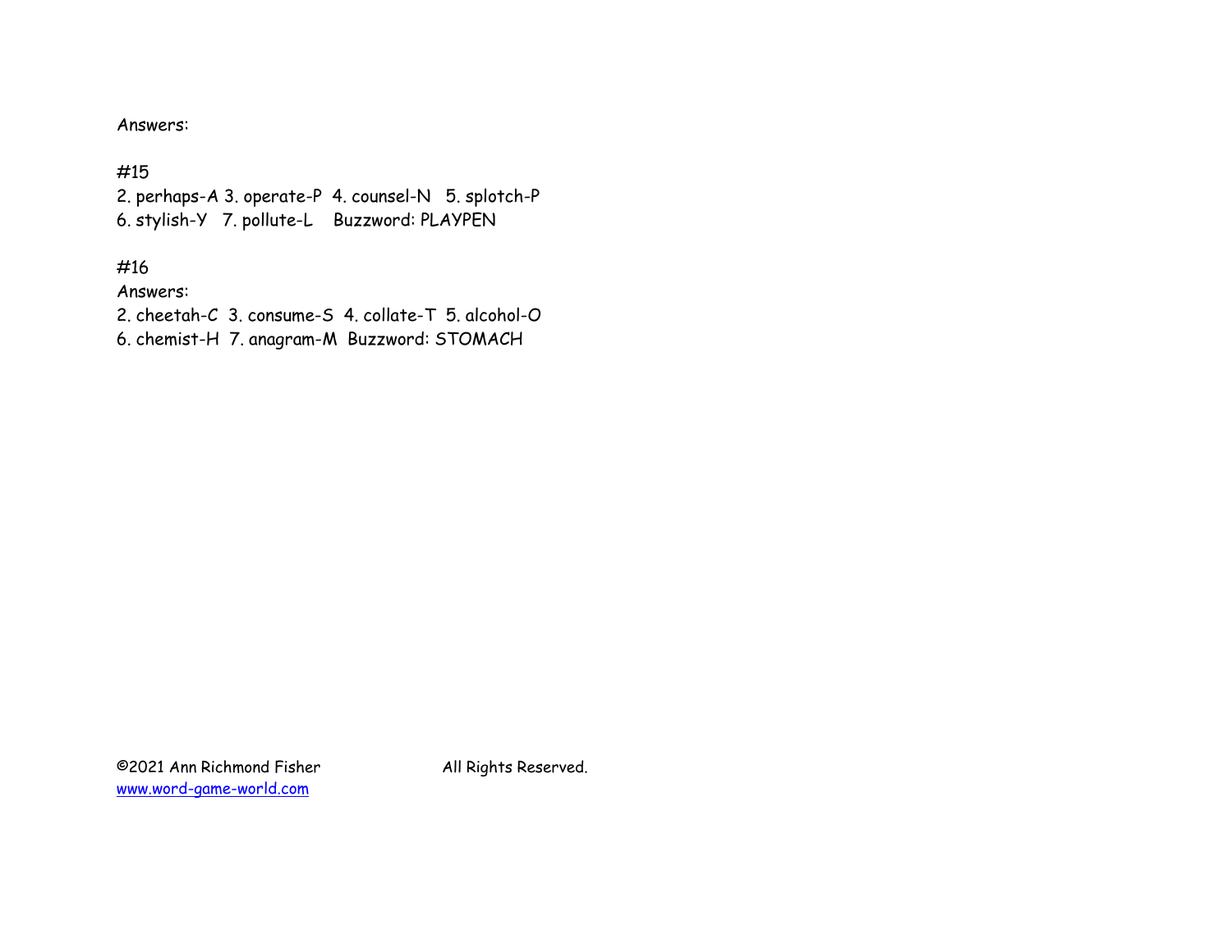Answers:

#15

2. perhaps-A 3. operate-P 4. counsel-N 5. splotch-P
6. stylish-Y 7. pollute-L Buzzword: PLAYPEN

#16

Answers:

2. cheetah-C 3. consume-S 4. collate-T 5. alcohol-O
6. chemist-H 7. anagram-M Buzzword: STOMACH

©2021 Ann Richmond Fisher All Rights Reserved.
www.word-game-world.com